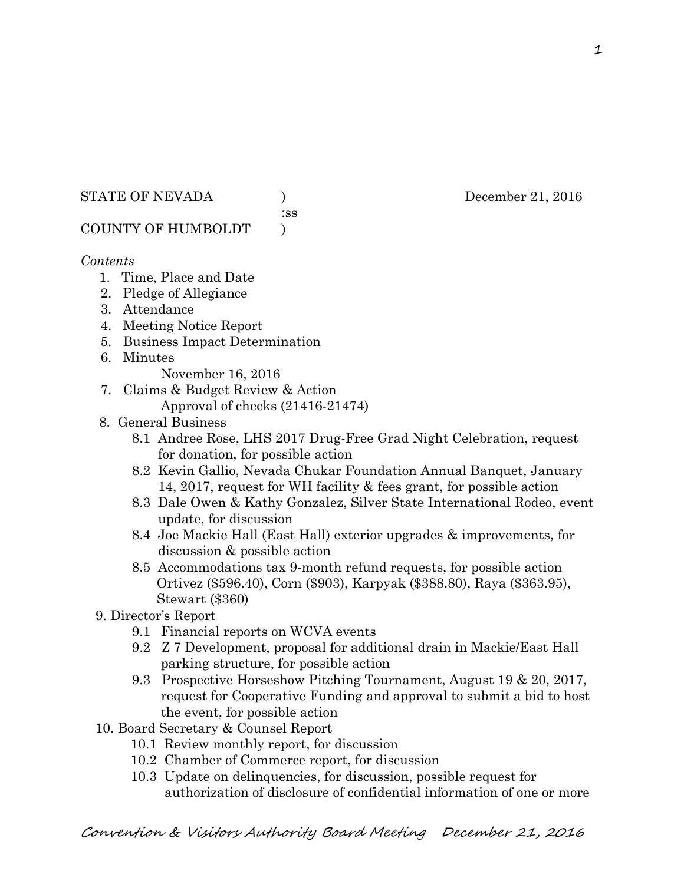STATE OF NEVADA ) December 21, 2016
:ss
COUNTY OF HUMBOLDT )

*Contents*

1. Time, Place and Date
2. Pledge of Allegiance
3. Attendance
4. Meeting Notice Report
5. Business Impact Determination
6. Minutes
   November 16, 2016
7. Claims & Budget Review & Action
   Approval of checks (21416-21474)
8. General Business
   - 8.1 Andree Rose, LHS 2017 Drug-Free Grad Night Celebration, request for donation, for possible action
   - 8.2 Kevin Gallio, Nevada Chukar Foundation Annual Banquet, January 14, 2017, request for WH facility & fees grant, for possible action
   - 8.3 Dale Owen & Kathy Gonzalez, Silver State International Rodeo, event update, for discussion
   - 8.4 Joe Mackie Hall (East Hall) exterior upgrades & improvements, for discussion & possible action
   - 8.5 Accommodations tax 9-month refund requests, for possible action Ortivez ($596.40), Corn ($903), Karpyak ($388.80), Raya ($363.95), Stewart ($360)
9. Director's Report
   - 9.1 Financial reports on WCVA events
   - 9.2 Z 7 Development, proposal for additional drain in Mackie/East Hall parking structure, for possible action
   - 9.3 Prospective Horseshow Pitching Tournament, August 19 & 20, 2017, request for Cooperative Funding and approval to submit a bid to host the event, for possible action
10. Board Secretary & Counsel Report
    - 10.1 Review monthly report, for discussion
    - 10.2 Chamber of Commerce report, for discussion
    - 10.3 Update on delinquencies, for discussion, possible request for authorization of disclosure of confidential information of one or more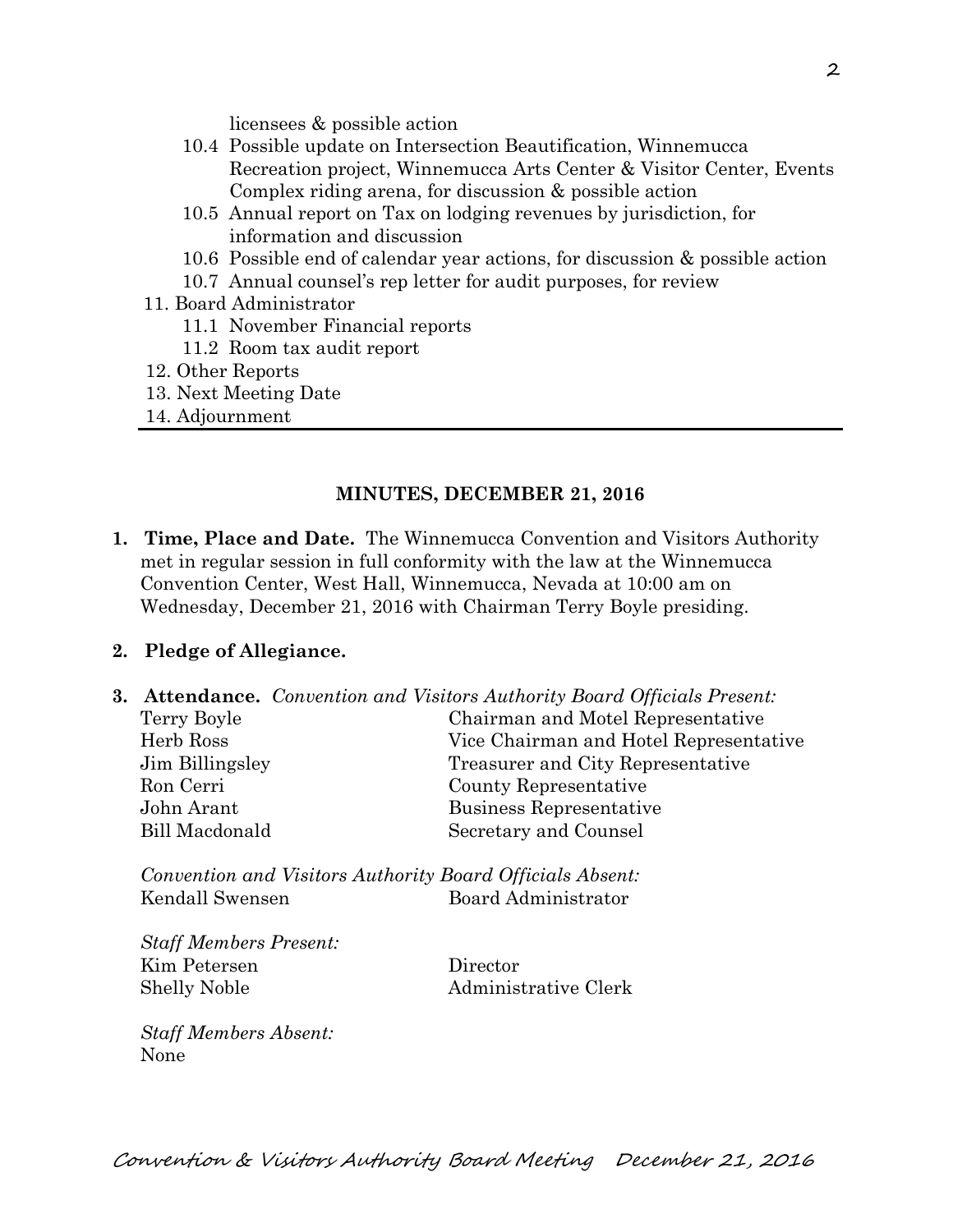licensees & possible action

10.4 Possible update on Intersection Beautification, Winnemucca Recreation project, Winnemucca Arts Center & Visitor Center, Events Complex riding arena, for discussion & possible action

10.5 Annual report on Tax on lodging revenues by jurisdiction, for information and discussion

10.6 Possible end of calendar year actions, for discussion & possible action

10.7 Annual counsel's rep letter for audit purposes, for review

11. Board Administrator
    - 11.1 November Financial reports
    - 11.2 Room tax audit report
12. Other Reports
13. Next Meeting Date
14. Adjournment

---

## MINUTES, DECEMBER 21, 2016

**1. Time, Place and Date.** The Winnemucca Convention and Visitors Authority met in regular session in full conformity with the law at the Winnemucca Convention Center, West Hall, Winnemucca, Nevada at 10:00 am on Wednesday, December 21, 2016 with Chairman Terry Boyle presiding.

**2. Pledge of Allegiance.**

**3. Attendance.** *Convention and Visitors Authority Board Officials Present:*

| | |
|---|---|
| Terry Boyle | Chairman and Motel Representative |
| Herb Ross | Vice Chairman and Hotel Representative |
| Jim Billingsley | Treasurer and City Representative |
| Ron Cerri | County Representative |
| John Arant | Business Representative |
| Bill Macdonald | Secretary and Counsel |

*Convention and Visitors Authority Board Officials Absent:*

| | |
|---|---|
| Kendall Swensen | Board Administrator |

*Staff Members Present:*

| | |
|---|---|
| Kim Petersen | Director |
| Shelly Noble | Administrative Clerk |

*Staff Members Absent:*
None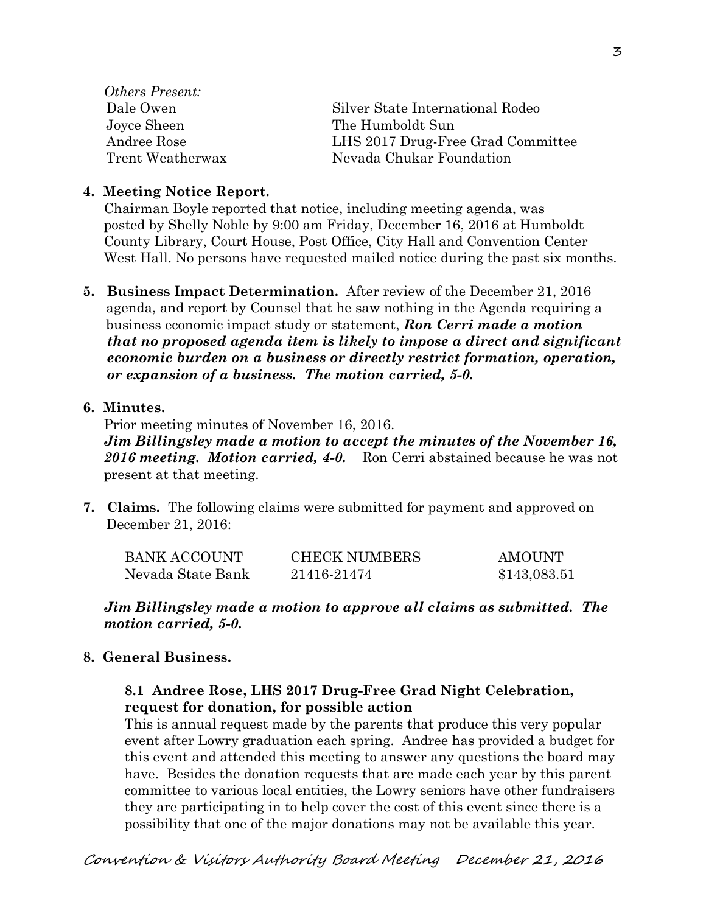*Others Present:*

| | |
|---|---|
| Dale Owen | Silver State International Rodeo |
| Joyce Sheen | The Humboldt Sun |
| Andree Rose | LHS 2017 Drug-Free Grad Committee |
| Trent Weatherwax | Nevada Chukar Foundation |

**4. Meeting Notice Report.**

Chairman Boyle reported that notice, including meeting agenda, was posted by Shelly Noble by 9:00 am Friday, December 16, 2016 at Humboldt County Library, Court House, Post Office, City Hall and Convention Center West Hall. No persons have requested mailed notice during the past six months.

**5. Business Impact Determination.** After review of the December 21, 2016 agenda, and report by Counsel that he saw nothing in the Agenda requiring a business economic impact study or statement, ***Ron Cerri made a motion that no proposed agenda item is likely to impose a direct and significant economic burden on a business or directly restrict formation, operation, or expansion of a business. The motion carried, 5-0.***

**6. Minutes.**

Prior meeting minutes of November 16, 2016.

***Jim Billingsley made a motion to accept the minutes of the November 16, 2016 meeting. Motion carried, 4-0.*** Ron Cerri abstained because he was not present at that meeting.

**7. Claims.** The following claims were submitted for payment and approved on December 21, 2016:

| BANK ACCOUNT | CHECK NUMBERS | AMOUNT |
|---|---|---|
| Nevada State Bank | 21416-21474 | $143,083.51 |

***Jim Billingsley made a motion to approve all claims as submitted. The motion carried, 5-0.***

**8. General Business.**

**8.1 Andree Rose, LHS 2017 Drug-Free Grad Night Celebration, request for donation, for possible action**

This is annual request made by the parents that produce this very popular event after Lowry graduation each spring. Andree has provided a budget for this event and attended this meeting to answer any questions the board may have. Besides the donation requests that are made each year by this parent committee to various local entities, the Lowry seniors have other fundraisers they are participating in to help cover the cost of this event since there is a possibility that one of the major donations may not be available this year.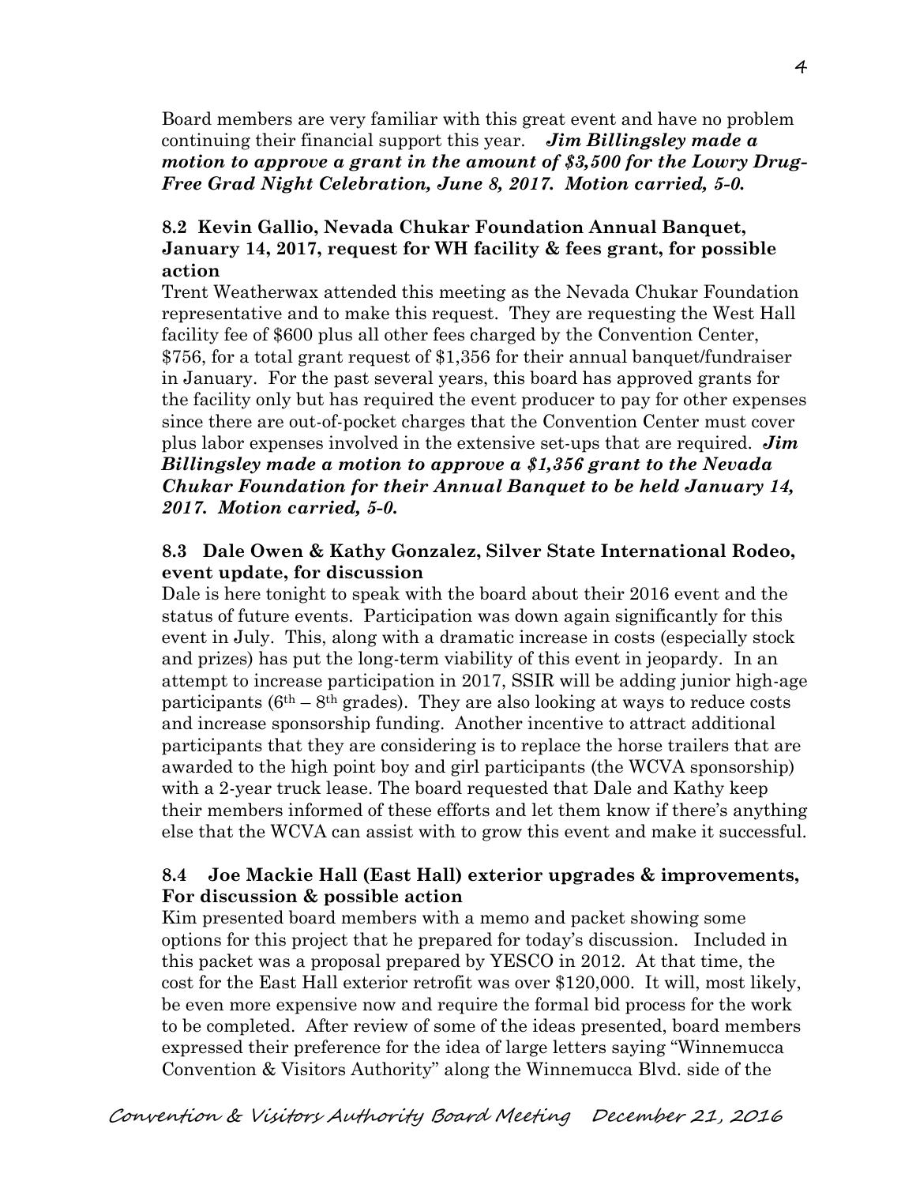Board members are very familiar with this great event and have no problem continuing their financial support this year. ***Jim Billingsley made a motion to approve a grant in the amount of $3,500 for the Lowry Drug-Free Grad Night Celebration, June 8, 2017. Motion carried, 5-0.***

**8.2 Kevin Gallio, Nevada Chukar Foundation Annual Banquet, January 14, 2017, request for WH facility & fees grant, for possible action**

Trent Weatherwax attended this meeting as the Nevada Chukar Foundation representative and to make this request. They are requesting the West Hall facility fee of $600 plus all other fees charged by the Convention Center, $756, for a total grant request of $1,356 for their annual banquet/fundraiser in January. For the past several years, this board has approved grants for the facility only but has required the event producer to pay for other expenses since there are out-of-pocket charges that the Convention Center must cover plus labor expenses involved in the extensive set-ups that are required. ***Jim Billingsley made a motion to approve a $1,356 grant to the Nevada Chukar Foundation for their Annual Banquet to be held January 14, 2017. Motion carried, 5-0.***

**8.3 Dale Owen & Kathy Gonzalez, Silver State International Rodeo, event update, for discussion**

Dale is here tonight to speak with the board about their 2016 event and the status of future events. Participation was down again significantly for this event in July. This, along with a dramatic increase in costs (especially stock and prizes) has put the long-term viability of this event in jeopardy. In an attempt to increase participation in 2017, SSIR will be adding junior high-age participants (6th – 8th grades). They are also looking at ways to reduce costs and increase sponsorship funding. Another incentive to attract additional participants that they are considering is to replace the horse trailers that are awarded to the high point boy and girl participants (the WCVA sponsorship) with a 2-year truck lease. The board requested that Dale and Kathy keep their members informed of these efforts and let them know if there's anything else that the WCVA can assist with to grow this event and make it successful.

**8.4 Joe Mackie Hall (East Hall) exterior upgrades & improvements, For discussion & possible action**

Kim presented board members with a memo and packet showing some options for this project that he prepared for today's discussion. Included in this packet was a proposal prepared by YESCO in 2012. At that time, the cost for the East Hall exterior retrofit was over $120,000. It will, most likely, be even more expensive now and require the formal bid process for the work to be completed. After review of some of the ideas presented, board members expressed their preference for the idea of large letters saying "Winnemucca Convention & Visitors Authority" along the Winnemucca Blvd. side of the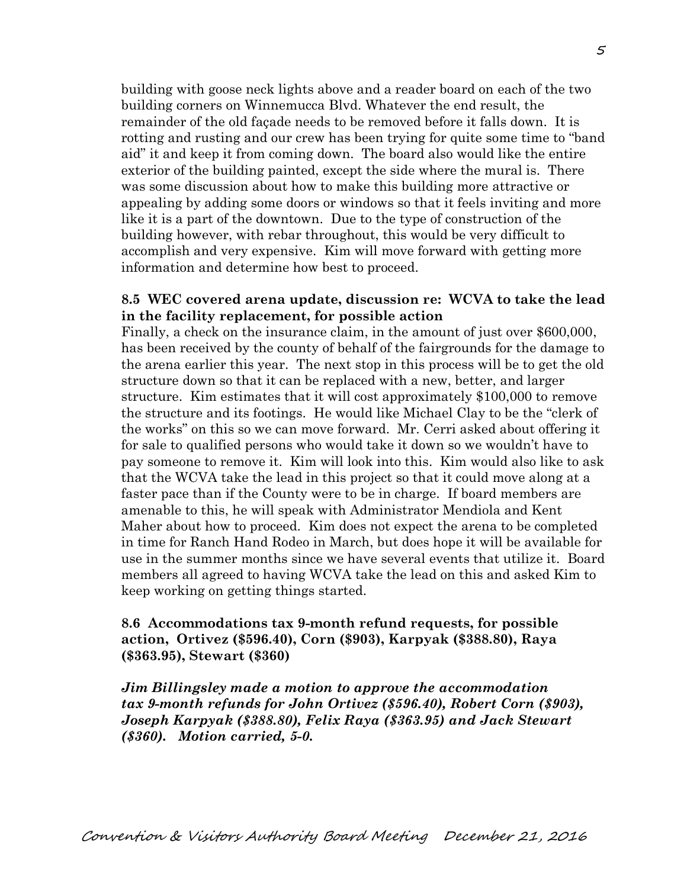building with goose neck lights above and a reader board on each of the two building corners on Winnemucca Blvd. Whatever the end result, the remainder of the old façade needs to be removed before it falls down. It is rotting and rusting and our crew has been trying for quite some time to "band aid" it and keep it from coming down. The board also would like the entire exterior of the building painted, except the side where the mural is. There was some discussion about how to make this building more attractive or appealing by adding some doors or windows so that it feels inviting and more like it is a part of the downtown. Due to the type of construction of the building however, with rebar throughout, this would be very difficult to accomplish and very expensive. Kim will move forward with getting more information and determine how best to proceed.

**8.5 WEC covered arena update, discussion re: WCVA to take the lead in the facility replacement, for possible action**

Finally, a check on the insurance claim, in the amount of just over $600,000, has been received by the county of behalf of the fairgrounds for the damage to the arena earlier this year. The next stop in this process will be to get the old structure down so that it can be replaced with a new, better, and larger structure. Kim estimates that it will cost approximately $100,000 to remove the structure and its footings. He would like Michael Clay to be the "clerk of the works" on this so we can move forward. Mr. Cerri asked about offering it for sale to qualified persons who would take it down so we wouldn't have to pay someone to remove it. Kim will look into this. Kim would also like to ask that the WCVA take the lead in this project so that it could move along at a faster pace than if the County were to be in charge. If board members are amenable to this, he will speak with Administrator Mendiola and Kent Maher about how to proceed. Kim does not expect the arena to be completed in time for Ranch Hand Rodeo in March, but does hope it will be available for use in the summer months since we have several events that utilize it. Board members all agreed to having WCVA take the lead on this and asked Kim to keep working on getting things started.

**8.6 Accommodations tax 9-month refund requests, for possible action, Ortivez ($596.40), Corn ($903), Karpyak ($388.80), Raya ($363.95), Stewart ($360)**

***Jim Billingsley made a motion to approve the accommodation tax 9-month refunds for John Ortivez ($596.40), Robert Corn ($903), Joseph Karpyak ($388.80), Felix Raya ($363.95) and Jack Stewart ($360). Motion carried, 5-0.***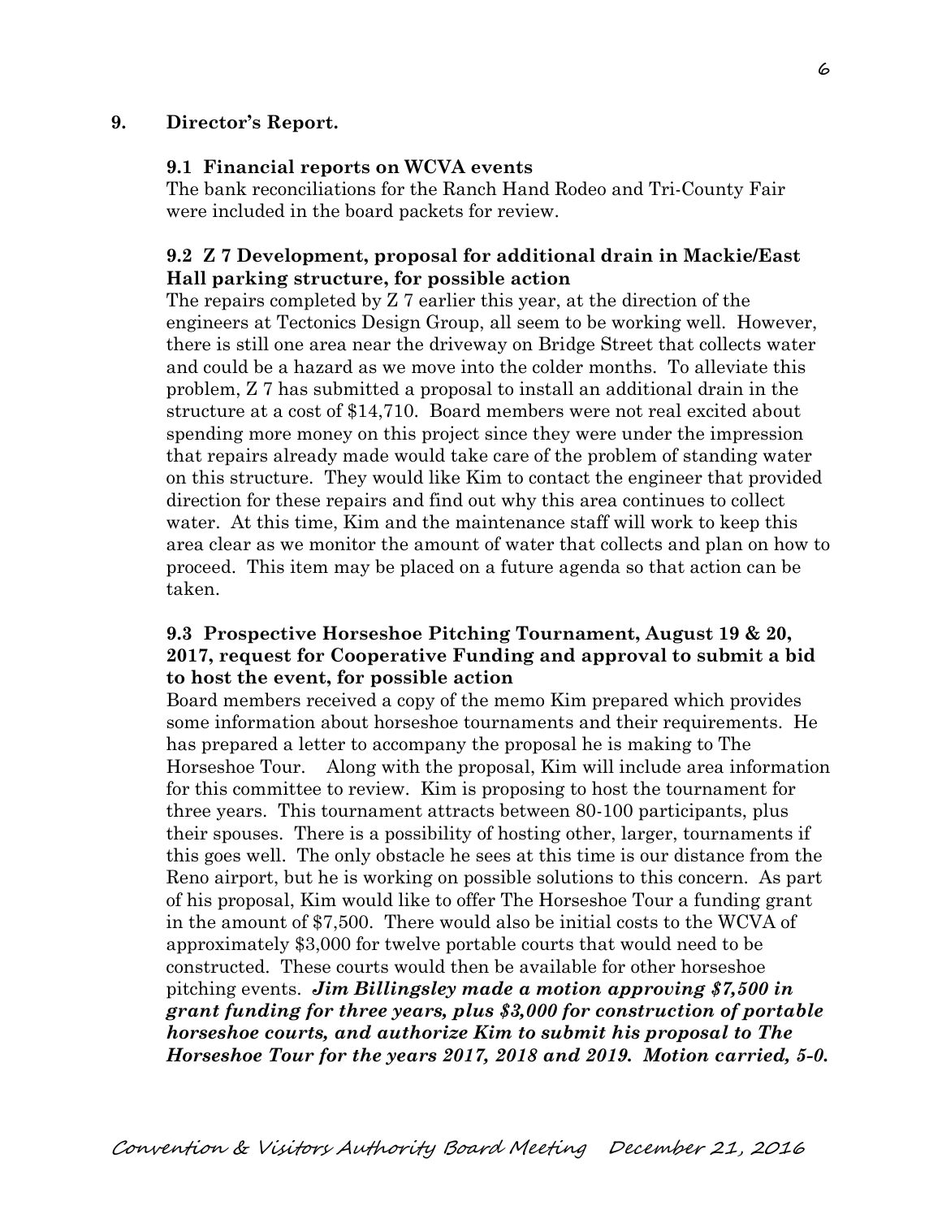**9. Director's Report.**

**9.1 Financial reports on WCVA events**

The bank reconciliations for the Ranch Hand Rodeo and Tri-County Fair were included in the board packets for review.

**9.2 Z 7 Development, proposal for additional drain in Mackie/East Hall parking structure, for possible action**

The repairs completed by Z 7 earlier this year, at the direction of the engineers at Tectonics Design Group, all seem to be working well. However, there is still one area near the driveway on Bridge Street that collects water and could be a hazard as we move into the colder months. To alleviate this problem, Z 7 has submitted a proposal to install an additional drain in the structure at a cost of $14,710. Board members were not real excited about spending more money on this project since they were under the impression that repairs already made would take care of the problem of standing water on this structure. They would like Kim to contact the engineer that provided direction for these repairs and find out why this area continues to collect water. At this time, Kim and the maintenance staff will work to keep this area clear as we monitor the amount of water that collects and plan on how to proceed. This item may be placed on a future agenda so that action can be taken.

**9.3 Prospective Horseshoe Pitching Tournament, August 19 & 20, 2017, request for Cooperative Funding and approval to submit a bid to host the event, for possible action**

Board members received a copy of the memo Kim prepared which provides some information about horseshoe tournaments and their requirements. He has prepared a letter to accompany the proposal he is making to The Horseshoe Tour. Along with the proposal, Kim will include area information for this committee to review. Kim is proposing to host the tournament for three years. This tournament attracts between 80-100 participants, plus their spouses. There is a possibility of hosting other, larger, tournaments if this goes well. The only obstacle he sees at this time is our distance from the Reno airport, but he is working on possible solutions to this concern. As part of his proposal, Kim would like to offer The Horseshoe Tour a funding grant in the amount of $7,500. There would also be initial costs to the WCVA of approximately $3,000 for twelve portable courts that would need to be constructed. These courts would then be available for other horseshoe pitching events. ***Jim Billingsley made a motion approving $7,500 in grant funding for three years, plus $3,000 for construction of portable horseshoe courts, and authorize Kim to submit his proposal to The Horseshoe Tour for the years 2017, 2018 and 2019. Motion carried, 5-0.***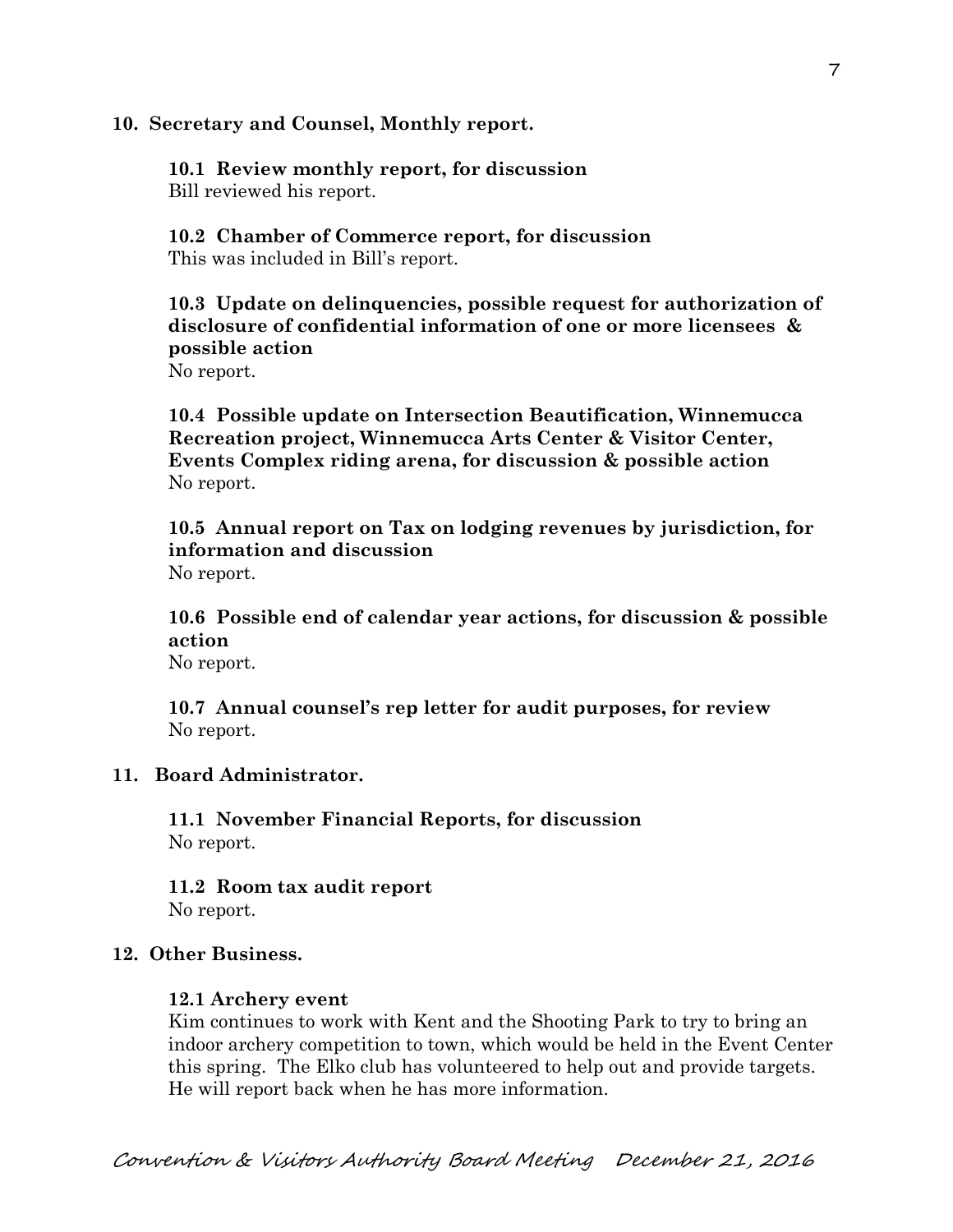**10. Secretary and Counsel, Monthly report.**

**10.1 Review monthly report, for discussion**
Bill reviewed his report.

**10.2 Chamber of Commerce report, for discussion**
This was included in Bill's report.

**10.3 Update on delinquencies, possible request for authorization of disclosure of confidential information of one or more licensees & possible action**
No report.

**10.4 Possible update on Intersection Beautification, Winnemucca Recreation project, Winnemucca Arts Center & Visitor Center, Events Complex riding arena, for discussion & possible action**
No report.

**10.5 Annual report on Tax on lodging revenues by jurisdiction, for information and discussion**
No report.

**10.6 Possible end of calendar year actions, for discussion & possible action**
No report.

**10.7 Annual counsel's rep letter for audit purposes, for review**
No report.

**11. Board Administrator.**

**11.1 November Financial Reports, for discussion**
No report.

**11.2 Room tax audit report**
No report.

**12. Other Business.**

**12.1 Archery event**
Kim continues to work with Kent and the Shooting Park to try to bring an indoor archery competition to town, which would be held in the Event Center this spring. The Elko club has volunteered to help out and provide targets. He will report back when he has more information.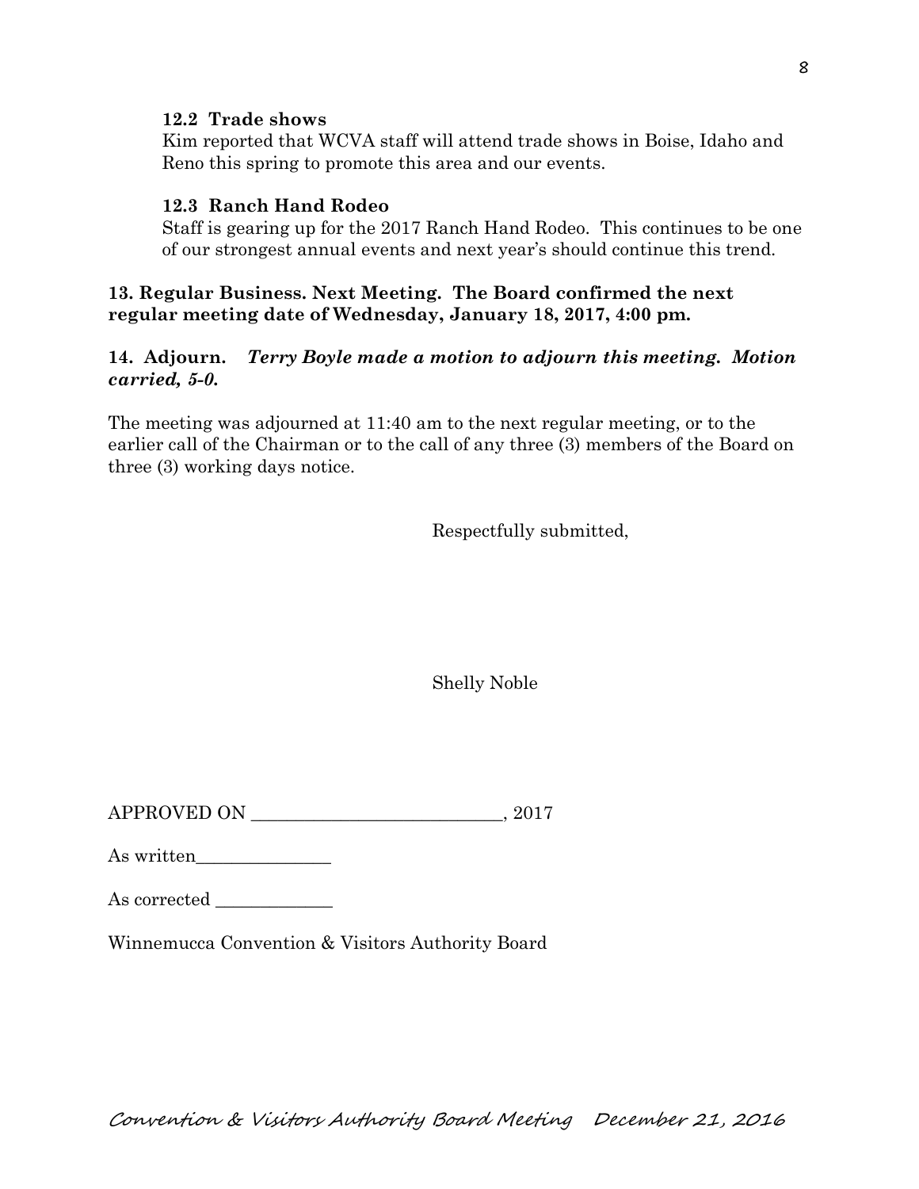**12.2 Trade shows**

Kim reported that WCVA staff will attend trade shows in Boise, Idaho and Reno this spring to promote this area and our events.

**12.3 Ranch Hand Rodeo**

Staff is gearing up for the 2017 Ranch Hand Rodeo. This continues to be one of our strongest annual events and next year's should continue this trend.

**13. Regular Business. Next Meeting. The Board confirmed the next regular meeting date of Wednesday, January 18, 2017, 4:00 pm.**

**14. Adjourn.** ***Terry Boyle made a motion to adjourn this meeting. Motion carried, 5-0.***

The meeting was adjourned at 11:40 am to the next regular meeting, or to the earlier call of the Chairman or to the call of any three (3) members of the Board on three (3) working days notice.

Respectfully submitted,

Shelly Noble

APPROVED ON ____________________________, 2017

As written_______________

As corrected _____________

Winnemucca Convention & Visitors Authority Board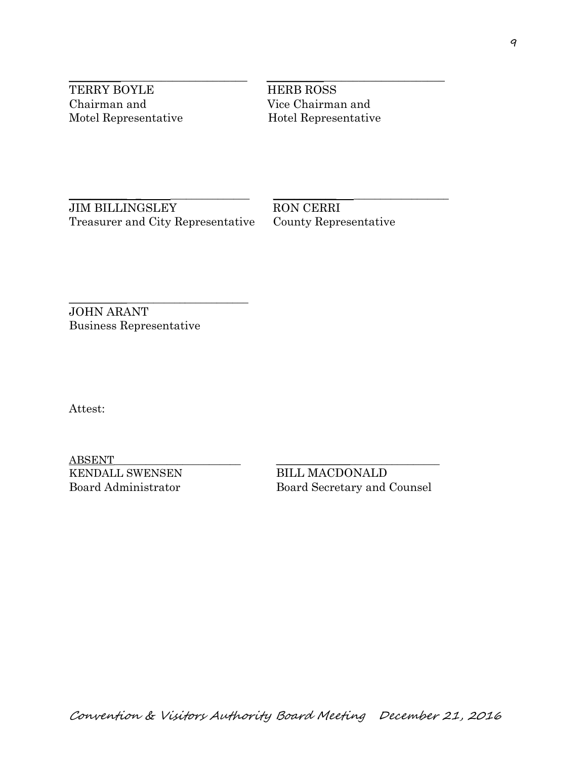\_\_\_\_\_\_\_\_\_\_\_\_\_\_\_\_\_\_\_\_\_\_\_\_\_\_\_\_\_\_\_\_\_\_
TERRY BOYLE
Chairman and
Motel Representative

\_\_\_\_\_\_\_\_\_\_\_\_\_\_\_\_\_\_\_\_\_\_\_\_\_\_\_\_\_\_\_\_\_\_
HERB ROSS
Vice Chairman and
Hotel Representative

\_\_\_\_\_\_\_\_\_\_\_\_\_\_\_\_\_\_\_\_\_\_\_\_\_\_\_\_\_\_\_\_\_\_
JIM BILLINGSLEY
Treasurer and City Representative

\_\_\_\_\_\_\_\_\_\_\_\_\_\_\_\_\_\_\_\_\_\_\_\_\_\_\_\_\_\_\_\_\_\_
RON CERRI
County Representative

\_\_\_\_\_\_\_\_\_\_\_\_\_\_\_\_\_\_\_\_\_\_\_\_\_\_\_\_\_\_\_\_\_\_
JOHN ARANT
Business Representative

Attest:

ABSENT\_\_\_\_\_\_\_\_\_\_\_\_\_\_\_\_\_\_\_\_\_\_\_\_\_\_
KENDALL SWENSEN
Board Administrator

\_\_\_\_\_\_\_\_\_\_\_\_\_\_\_\_\_\_\_\_\_\_\_\_\_\_\_\_\_\_\_\_\_\_
BILL MACDONALD
Board Secretary and Counsel